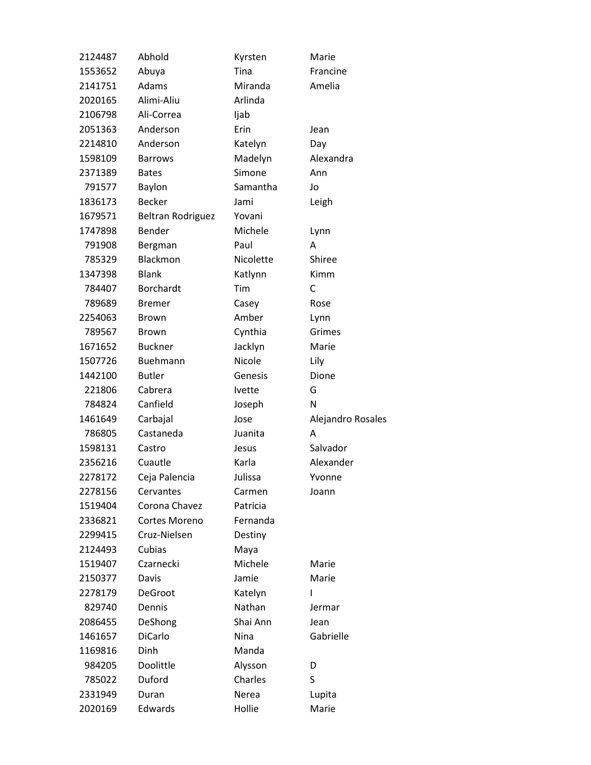| | | | |
|---|---|---|---|
| 2124487 | Abhold | Kyrsten | Marie |
| 1553652 | Abuya | Tina | Francine |
| 2141751 | Adams | Miranda | Amelia |
| 2020165 | Alimi-Aliu | Arlinda | |
| 2106798 | Ali-Correa | Ijab | |
| 2051363 | Anderson | Erin | Jean |
| 2214810 | Anderson | Katelyn | Day |
| 1598109 | Barrows | Madelyn | Alexandra |
| 2371389 | Bates | Simone | Ann |
| 791577 | Baylon | Samantha | Jo |
| 1836173 | Becker | Jami | Leigh |
| 1679571 | Beltran Rodriguez | Yovani | |
| 1747898 | Bender | Michele | Lynn |
| 791908 | Bergman | Paul | A |
| 785329 | Blackmon | Nicolette | Shiree |
| 1347398 | Blank | Katlynn | Kimm |
| 784407 | Borchardt | Tim | C |
| 789689 | Bremer | Casey | Rose |
| 2254063 | Brown | Amber | Lynn |
| 789567 | Brown | Cynthia | Grimes |
| 1671652 | Buckner | Jacklyn | Marie |
| 1507726 | Buehmann | Nicole | Lily |
| 1442100 | Butler | Genesis | Dione |
| 221806 | Cabrera | Ivette | G |
| 784824 | Canfield | Joseph | N |
| 1461649 | Carbajal | Jose | Alejandro Rosales |
| 786805 | Castaneda | Juanita | A |
| 1598131 | Castro | Jesus | Salvador |
| 2356216 | Cuautle | Karla | Alexander |
| 2278172 | Ceja Palencia | Julissa | Yvonne |
| 2278156 | Cervantes | Carmen | Joann |
| 1519404 | Corona Chavez | Patricia | |
| 2336821 | Cortes Moreno | Fernanda | |
| 2299415 | Cruz-Nielsen | Destiny | |
| 2124493 | Cubias | Maya | |
| 1519407 | Czarnecki | Michele | Marie |
| 2150377 | Davis | Jamie | Marie |
| 2278179 | DeGroot | Katelyn | I |
| 829740 | Dennis | Nathan | Jermar |
| 2086455 | DeShong | Shai Ann | Jean |
| 1461657 | DiCarlo | Nina | Gabrielle |
| 1169816 | Dinh | Manda | |
| 984205 | Doolittle | Alysson | D |
| 785022 | Duford | Charles | S |
| 2331949 | Duran | Nerea | Lupita |
| 2020169 | Edwards | Hollie | Marie |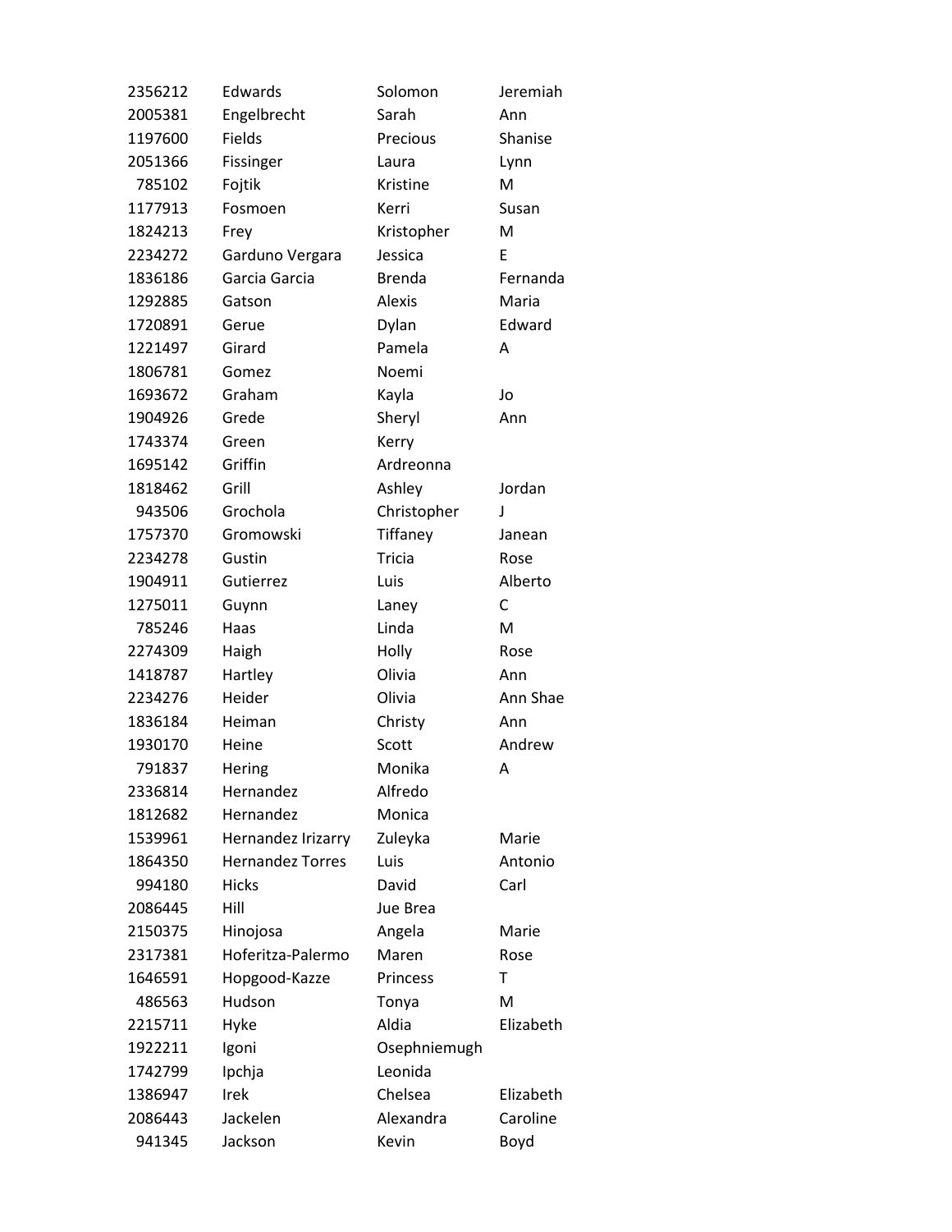| | | | |
|---|---|---|---|
| 2356212 | Edwards | Solomon | Jeremiah |
| 2005381 | Engelbrecht | Sarah | Ann |
| 1197600 | Fields | Precious | Shanise |
| 2051366 | Fissinger | Laura | Lynn |
| 785102 | Fojtik | Kristine | M |
| 1177913 | Fosmoen | Kerri | Susan |
| 1824213 | Frey | Kristopher | M |
| 2234272 | Garduno Vergara | Jessica | E |
| 1836186 | Garcia Garcia | Brenda | Fernanda |
| 1292885 | Gatson | Alexis | Maria |
| 1720891 | Gerue | Dylan | Edward |
| 1221497 | Girard | Pamela | A |
| 1806781 | Gomez | Noemi | |
| 1693672 | Graham | Kayla | Jo |
| 1904926 | Grede | Sheryl | Ann |
| 1743374 | Green | Kerry | |
| 1695142 | Griffin | Ardreonna | |
| 1818462 | Grill | Ashley | Jordan |
| 943506 | Grochola | Christopher | J |
| 1757370 | Gromowski | Tiffaney | Janean |
| 2234278 | Gustin | Tricia | Rose |
| 1904911 | Gutierrez | Luis | Alberto |
| 1275011 | Guynn | Laney | C |
| 785246 | Haas | Linda | M |
| 2274309 | Haigh | Holly | Rose |
| 1418787 | Hartley | Olivia | Ann |
| 2234276 | Heider | Olivia | Ann Shae |
| 1836184 | Heiman | Christy | Ann |
| 1930170 | Heine | Scott | Andrew |
| 791837 | Hering | Monika | A |
| 2336814 | Hernandez | Alfredo | |
| 1812682 | Hernandez | Monica | |
| 1539961 | Hernandez Irizarry | Zuleyka | Marie |
| 1864350 | Hernandez Torres | Luis | Antonio |
| 994180 | Hicks | David | Carl |
| 2086445 | Hill | Jue Brea | |
| 2150375 | Hinojosa | Angela | Marie |
| 2317381 | Hoferitza-Palermo | Maren | Rose |
| 1646591 | Hopgood-Kazze | Princess | T |
| 486563 | Hudson | Tonya | M |
| 2215711 | Hyke | Aldia | Elizabeth |
| 1922211 | Igoni | Osephniemugh | |
| 1742799 | Ipchja | Leonida | |
| 1386947 | Irek | Chelsea | Elizabeth |
| 2086443 | Jackelen | Alexandra | Caroline |
| 941345 | Jackson | Kevin | Boyd |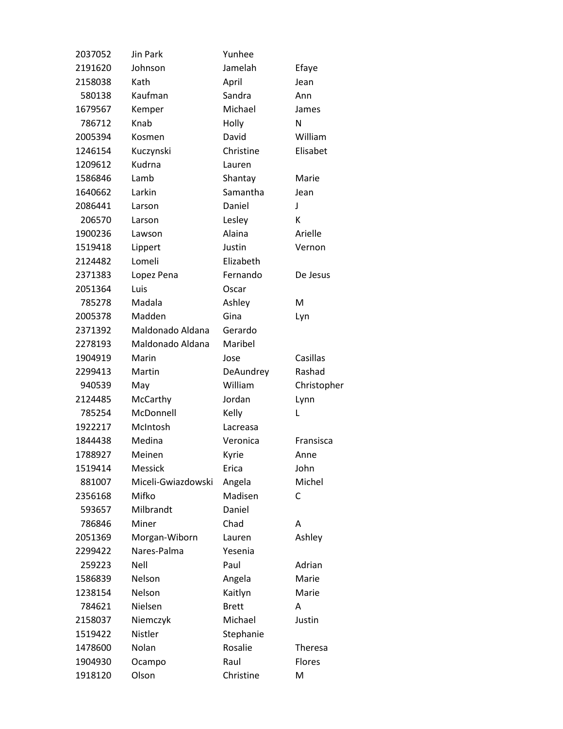| | | | |
|---|---|---|---|
| 2037052 | Jin Park | Yunhee | |
| 2191620 | Johnson | Jamelah | Efaye |
| 2158038 | Kath | April | Jean |
| 580138 | Kaufman | Sandra | Ann |
| 1679567 | Kemper | Michael | James |
| 786712 | Knab | Holly | N |
| 2005394 | Kosmen | David | William |
| 1246154 | Kuczynski | Christine | Elisabet |
| 1209612 | Kudrna | Lauren | |
| 1586846 | Lamb | Shantay | Marie |
| 1640662 | Larkin | Samantha | Jean |
| 2086441 | Larson | Daniel | J |
| 206570 | Larson | Lesley | K |
| 1900236 | Lawson | Alaina | Arielle |
| 1519418 | Lippert | Justin | Vernon |
| 2124482 | Lomeli | Elizabeth | |
| 2371383 | Lopez Pena | Fernando | De Jesus |
| 2051364 | Luis | Oscar | |
| 785278 | Madala | Ashley | M |
| 2005378 | Madden | Gina | Lyn |
| 2371392 | Maldonado Aldana | Gerardo | |
| 2278193 | Maldonado Aldana | Maribel | |
| 1904919 | Marin | Jose | Casillas |
| 2299413 | Martin | DeAundrey | Rashad |
| 940539 | May | William | Christopher |
| 2124485 | McCarthy | Jordan | Lynn |
| 785254 | McDonnell | Kelly | L |
| 1922217 | McIntosh | Lacreasa | |
| 1844438 | Medina | Veronica | Fransisca |
| 1788927 | Meinen | Kyrie | Anne |
| 1519414 | Messick | Erica | John |
| 881007 | Miceli-Gwiazdowski | Angela | Michel |
| 2356168 | Mifko | Madisen | C |
| 593657 | Milbrandt | Daniel | |
| 786846 | Miner | Chad | A |
| 2051369 | Morgan-Wiborn | Lauren | Ashley |
| 2299422 | Nares-Palma | Yesenia | |
| 259223 | Nell | Paul | Adrian |
| 1586839 | Nelson | Angela | Marie |
| 1238154 | Nelson | Kaitlyn | Marie |
| 784621 | Nielsen | Brett | A |
| 2158037 | Niemczyk | Michael | Justin |
| 1519422 | Nistler | Stephanie | |
| 1478600 | Nolan | Rosalie | Theresa |
| 1904930 | Ocampo | Raul | Flores |
| 1918120 | Olson | Christine | M |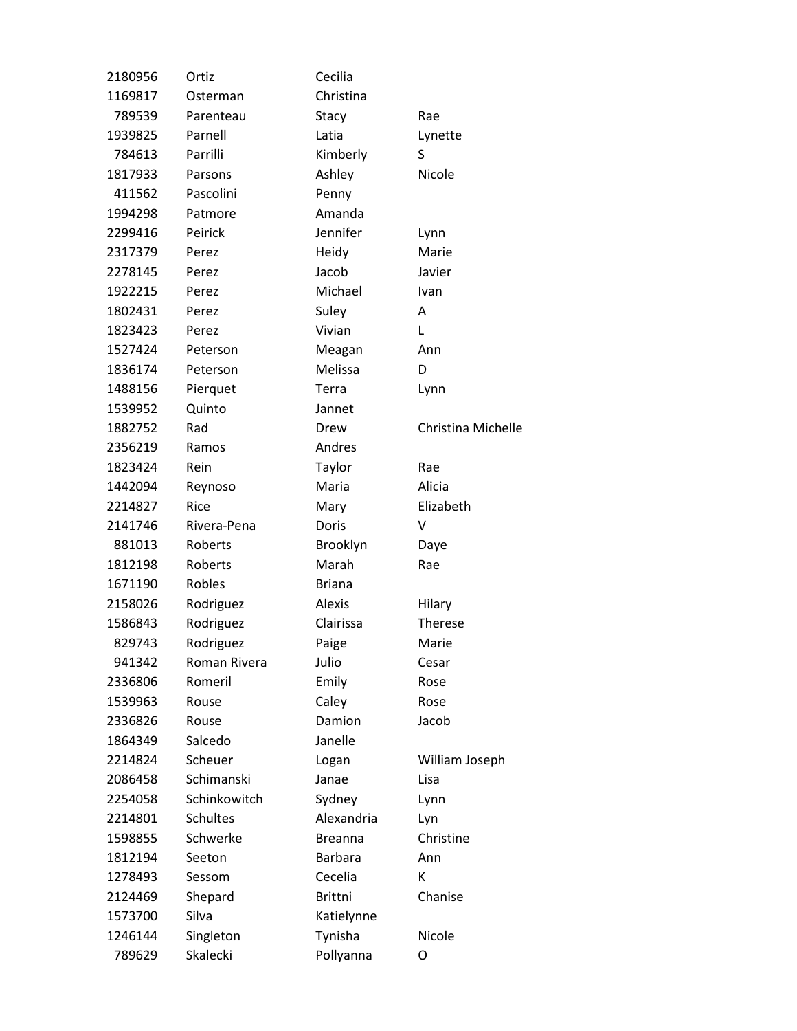| | | | |
|---|---|---|---|
| 2180956 | Ortiz | Cecilia | |
| 1169817 | Osterman | Christina | |
| 789539 | Parenteau | Stacy | Rae |
| 1939825 | Parnell | Latia | Lynette |
| 784613 | Parrilli | Kimberly | S |
| 1817933 | Parsons | Ashley | Nicole |
| 411562 | Pascolini | Penny | |
| 1994298 | Patmore | Amanda | |
| 2299416 | Peirick | Jennifer | Lynn |
| 2317379 | Perez | Heidy | Marie |
| 2278145 | Perez | Jacob | Javier |
| 1922215 | Perez | Michael | Ivan |
| 1802431 | Perez | Suley | A |
| 1823423 | Perez | Vivian | L |
| 1527424 | Peterson | Meagan | Ann |
| 1836174 | Peterson | Melissa | D |
| 1488156 | Pierquet | Terra | Lynn |
| 1539952 | Quinto | Jannet | |
| 1882752 | Rad | Drew | Christina Michelle |
| 2356219 | Ramos | Andres | |
| 1823424 | Rein | Taylor | Rae |
| 1442094 | Reynoso | Maria | Alicia |
| 2214827 | Rice | Mary | Elizabeth |
| 2141746 | Rivera-Pena | Doris | V |
| 881013 | Roberts | Brooklyn | Daye |
| 1812198 | Roberts | Marah | Rae |
| 1671190 | Robles | Briana | |
| 2158026 | Rodriguez | Alexis | Hilary |
| 1586843 | Rodriguez | Clairissa | Therese |
| 829743 | Rodriguez | Paige | Marie |
| 941342 | Roman Rivera | Julio | Cesar |
| 2336806 | Romeril | Emily | Rose |
| 1539963 | Rouse | Caley | Rose |
| 2336826 | Rouse | Damion | Jacob |
| 1864349 | Salcedo | Janelle | |
| 2214824 | Scheuer | Logan | William Joseph |
| 2086458 | Schimanski | Janae | Lisa |
| 2254058 | Schinkowitch | Sydney | Lynn |
| 2214801 | Schultes | Alexandria | Lyn |
| 1598855 | Schwerke | Breanna | Christine |
| 1812194 | Seeton | Barbara | Ann |
| 1278493 | Sessom | Cecelia | K |
| 2124469 | Shepard | Brittni | Chanise |
| 1573700 | Silva | Katielynne | |
| 1246144 | Singleton | Tynisha | Nicole |
| 789629 | Skalecki | Pollyanna | O |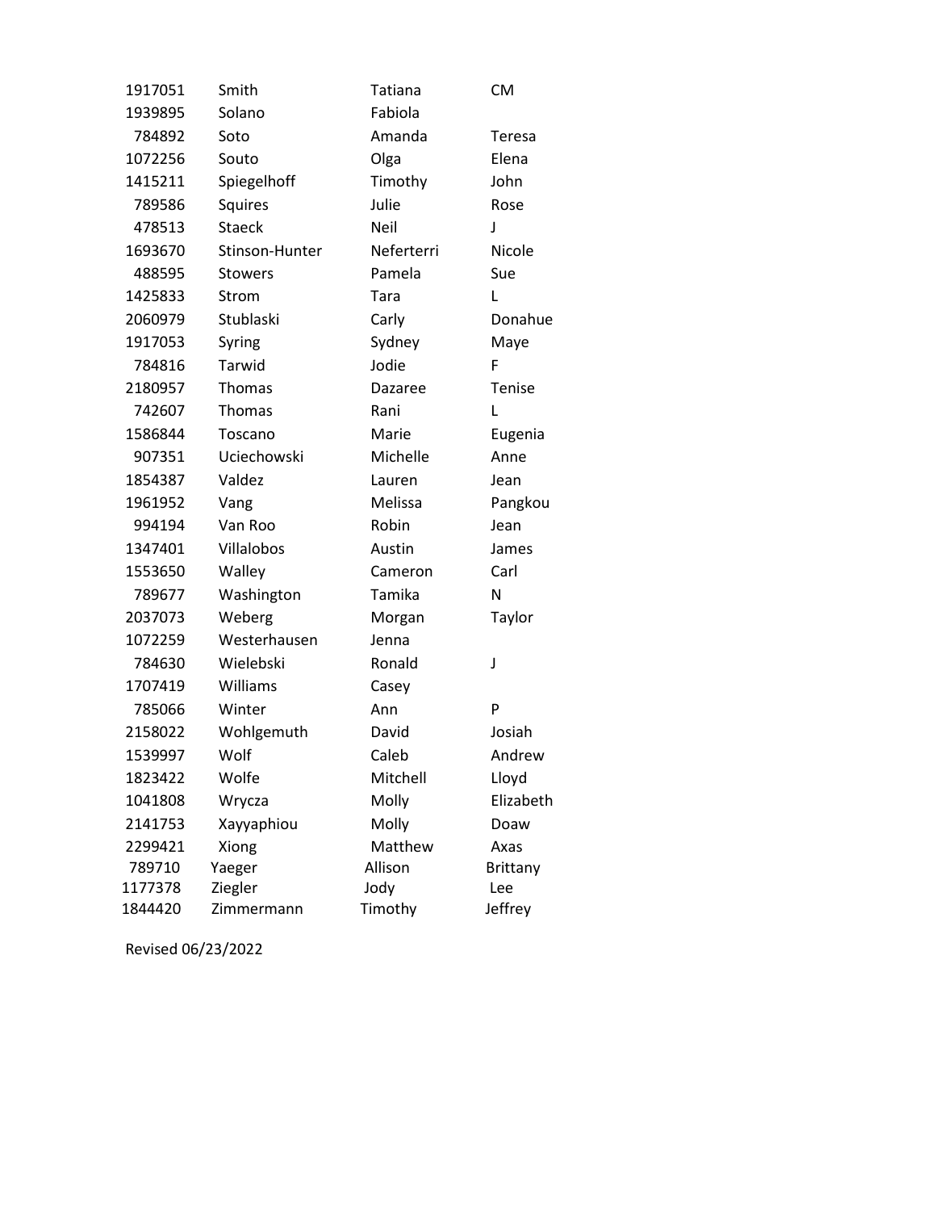| | | | |
|---|---|---|---|
| 1917051 | Smith | Tatiana | CM |
| 1939895 | Solano | Fabiola | |
| 784892 | Soto | Amanda | Teresa |
| 1072256 | Souto | Olga | Elena |
| 1415211 | Spiegelhoff | Timothy | John |
| 789586 | Squires | Julie | Rose |
| 478513 | Staeck | Neil | J |
| 1693670 | Stinson-Hunter | Neferterri | Nicole |
| 488595 | Stowers | Pamela | Sue |
| 1425833 | Strom | Tara | L |
| 2060979 | Stublaski | Carly | Donahue |
| 1917053 | Syring | Sydney | Maye |
| 784816 | Tarwid | Jodie | F |
| 2180957 | Thomas | Dazaree | Tenise |
| 742607 | Thomas | Rani | L |
| 1586844 | Toscano | Marie | Eugenia |
| 907351 | Uciechowski | Michelle | Anne |
| 1854387 | Valdez | Lauren | Jean |
| 1961952 | Vang | Melissa | Pangkou |
| 994194 | Van Roo | Robin | Jean |
| 1347401 | Villalobos | Austin | James |
| 1553650 | Walley | Cameron | Carl |
| 789677 | Washington | Tamika | N |
| 2037073 | Weberg | Morgan | Taylor |
| 1072259 | Westerhausen | Jenna | |
| 784630 | Wielebski | Ronald | J |
| 1707419 | Williams | Casey | |
| 785066 | Winter | Ann | P |
| 2158022 | Wohlgemuth | David | Josiah |
| 1539997 | Wolf | Caleb | Andrew |
| 1823422 | Wolfe | Mitchell | Lloyd |
| 1041808 | Wrycza | Molly | Elizabeth |
| 2141753 | Xayyaphiou | Molly | Doaw |
| 2299421 | Xiong | Matthew | Axas |
| 789710 | Yaeger | Allison | Brittany |
| 1177378 | Ziegler | Jody | Lee |
| 1844420 | Zimmermann | Timothy | Jeffrey |

Revised 06/23/2022